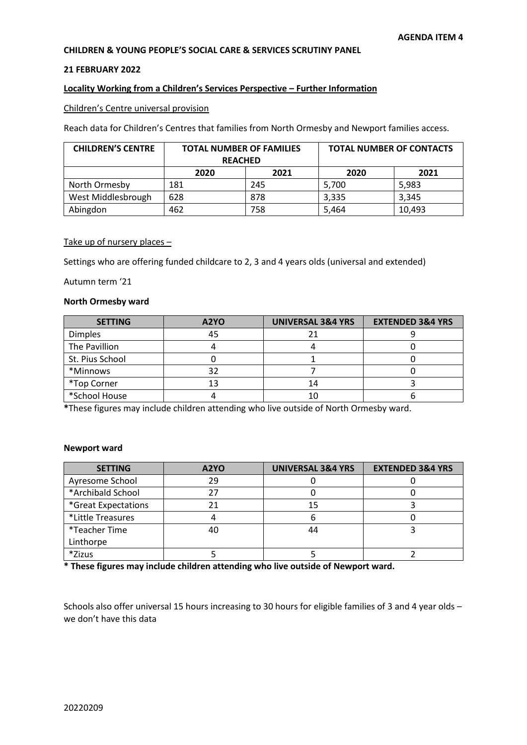**AGENDA ITEM 4**

**CHILDREN & YOUNG PEOPLE'S SOCIAL CARE & SERVICES SCRUTINY PANEL**

**21 FEBRUARY 2022**

**Locality Working from a Children's Services Perspective – Further Information**

Children's Centre universal provision

Reach data for Children's Centres that families from North Ormesby and Newport families access.

| CHILDREN'S CENTRE | TOTAL NUMBER OF FAMILIES REACHED | | TOTAL NUMBER OF CONTACTS | |
|---|---|---|---|---|
| | 2020 | 2021 | 2020 | 2021 |
| North Ormesby | 181 | 245 | 5,700 | 5,983 |
| West Middlesbrough | 628 | 878 | 3,335 | 3,345 |
| Abingdon | 462 | 758 | 5,464 | 10,493 |

Take up of nursery places –

Settings who are offering funded childcare to 2, 3 and 4 years olds (universal and extended)

Autumn term '21

**North Ormesby ward**

| SETTING | A2YO | UNIVERSAL 3&4 YRS | EXTENDED 3&4 YRS |
|---|---|---|---|
| Dimples | 45 | 21 | 9 |
| The Pavillion | 4 | 4 | 0 |
| St. Pius School | 0 | 1 | 0 |
| *Minnows | 32 | 7 | 0 |
| *Top Corner | 13 | 14 | 3 |
| *School House | 4 | 10 | 6 |

*These figures may include children attending who live outside of North Ormesby ward.

**Newport ward**

| SETTING | A2YO | UNIVERSAL 3&4 YRS | EXTENDED 3&4 YRS |
|---|---|---|---|
| Ayresome School | 29 | 0 | 0 |
| *Archibald School | 27 | 0 | 0 |
| *Great Expectations | 21 | 15 | 3 |
| *Little Treasures | 4 | 6 | 0 |
| *Teacher Time Linthorpe | 40 | 44 | 3 |
| *Zizus | 5 | 5 | 2 |

**\* These figures may include children attending who live outside of Newport ward.**

Schools also offer universal 15 hours increasing to 30 hours for eligible families of 3 and 4 year olds – we don't have this data

20220209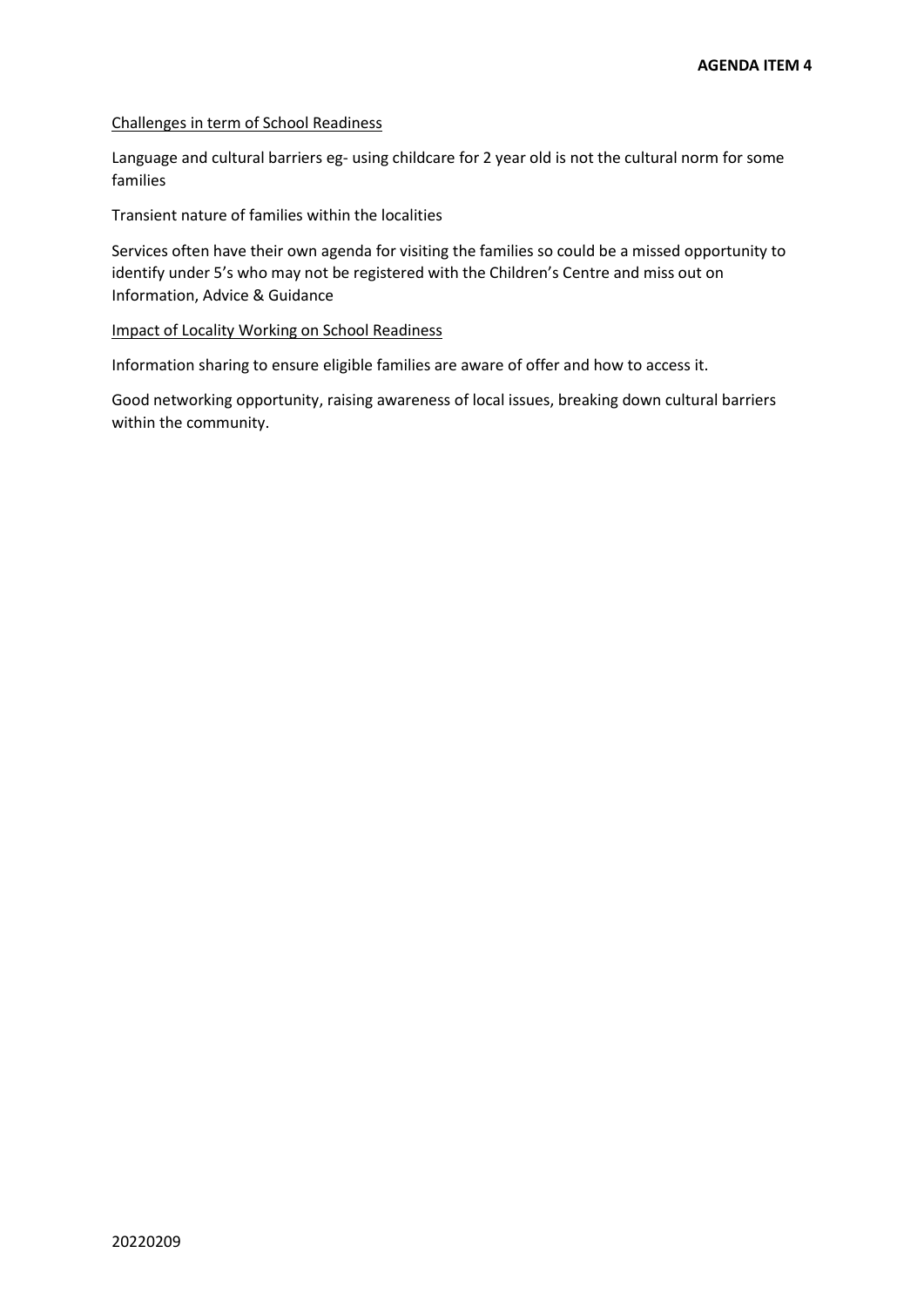### Challenges in term of School Readiness

Language and cultural barriers eg- using childcare for 2 year old is not the cultural norm for some families

Transient nature of families within the localities

Services often have their own agenda for visiting the families so could be a missed opportunity to identify under 5's who may not be registered with the Children's Centre and miss out on Information, Advice & Guidance

### Impact of Locality Working on School Readiness

Information sharing to ensure eligible families are aware of offer and how to access it.

Good networking opportunity, raising awareness of local issues, breaking down cultural barriers within the community.